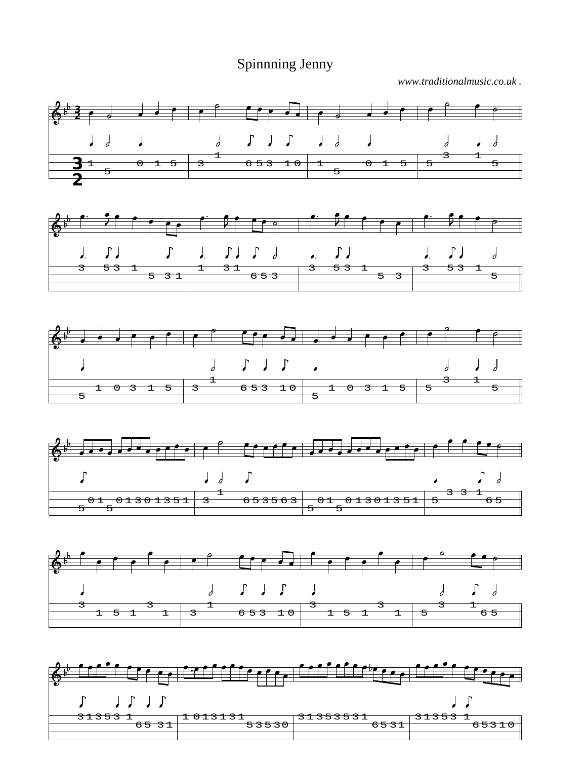# Spinnning Jenny

*www.traditionalmusic.co.uk .*